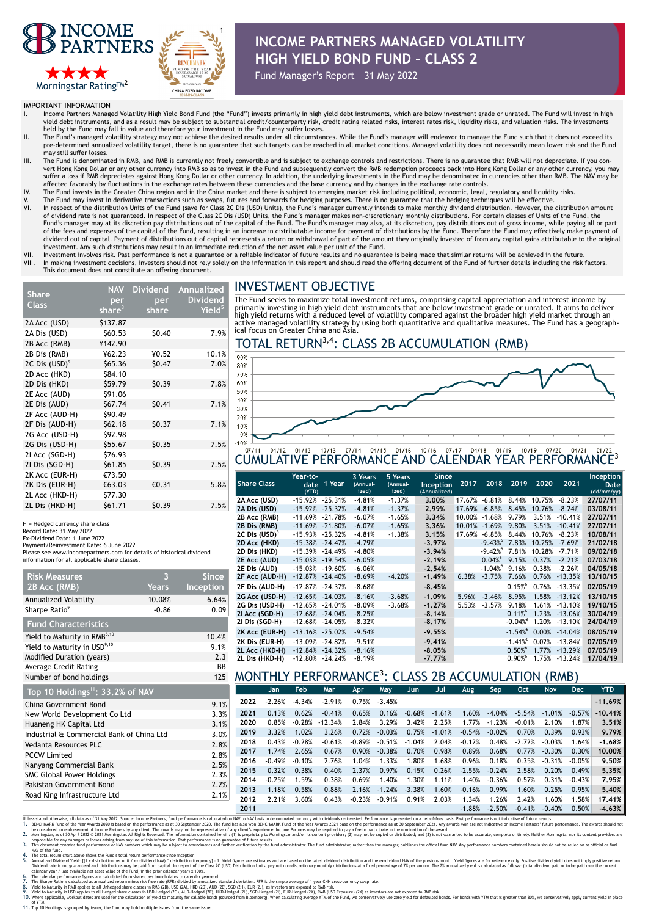# INCOME PARTNERS MANAGED VOLATILITY HIGH YIELD BOND FUND – CLASS 2

Fund Manager's Report – 31 May 2022

INCOME PARTNERS

Morningstar Rating™[2] ★★★★

BENCHMARK FUND OF THE YEAR AWARDS 2020 HONG KONG CHINA FIXED INCOME BEST-IN-CLASS[1]

## IMPORTANT INFORMATION

I. Income Partners Managed Volatility High Yield Bond Fund (the "Fund") invests primarily in high yield debt instruments, which are below investment grade or unrated. The Fund will invest in high yield debt instruments, and as a result may be subject to substantial credit/counterparty risk, credit rating related risks, interest rates risk, liquidity risks, and valuation risks. The investments held by the Fund may fall in value and therefore your investment in the Fund may suffer losses.
II. The Fund's managed volatility strategy may not achieve the desired results under all circumstances. While the Fund's manager will endeavor to manage the Fund such that it does not exceed its pre-determined annualized volatility target, there is no guarantee that such targets can be reached in all market conditions. Managed volatility does not necessarily mean lower risk and the Fund may still suffer losses.
III. The Fund is denominated in RMB, and RMB is currently not freely convertible and is subject to exchange controls and restrictions. There is no guarantee that RMB will not depreciate. If you convert Hong Kong Dollar or any other currency into RMB so as to invest in the Fund and subsequently convert the RMB redemption proceeds back into Hong Kong Dollar or any other currency, you may suffer a loss if RMB depreciates against Hong Kong Dollar or other currency. In addition, the underlying investments in the Fund may be denominated in currencies other than RMB. The NAV may be affected favorably by fluctuations in the exchange rates between these currencies and the base currency and by changes in the exchange rate controls.
IV. The Fund invests in the Greater China region and in the China market and there is subject to emerging market risk including political, economic, legal, regulatory and liquidity risks.
V. The Fund may invest in derivative transactions such as swaps, futures and forwards for hedging purposes. There is no guarantee that the hedging techniques will be effective.
VI. In respect of the distribution Units of the Fund (save for Class 2C Dis (USD) Units), the Fund's manager currently intends to make monthly dividend distribution. However, the distribution amount of dividend rate is not guaranteed. In respect of the Class 2C Dis (USD) Units, the Fund's manager makes non-discretionary monthly distributions. For certain classes of Units of the Fund, the Fund's manager may at its discretion pay distributions out of the capital of the Fund. The Fund's manager may also, at its discretion, pay distributions out of gross income, while paying all or part of the fees and expenses of the capital of the Fund, resulting in an increase in distributable income for payment of distributions by the Fund. Therefore the Fund may effectively make payment of dividend out of capital. Payment of distributions out of capital represents a return or withdrawal of part of the amount they originally invested of from any capital gains attributable to the original investment. Any such distributions may result in an immediate reduction of the net asset value per unit of the Fund.
VII. Investment involves risk. Past performance is not a guarantee or a reliable indicator of future results and no guarantee is being made that similar returns will be achieved in the future.
VIII. In making investment decisions, investors should not rely solely on the information in this report and should read the offering document of the Fund of further details including the risk factors. This document does not constitute an offering document.

| Share Class | NAV per share[3] | Dividend per share | Annualized Dividend Yield[5] |
|---|---|---|---|
| 2A Acc (USD) | $137.87 | | |
| 2A Dis (USD) | $60.53 | $0.40 | 7.9% |
| 2B Acc (RMB) | ¥142.90 | | |
| 2B Dis (RMB) | ¥62.23 | ¥0.52 | 10.1% |
| 2C Dis (USD)[5] | $65.36 | $0.47 | 7.0% |
| 2D Acc (HKD) | $84.10 | | |
| 2D Dis (HKD) | $59.79 | $0.39 | 7.8% |
| 2E Acc (AUD) | $91.06 | | |
| 2E Dis (AUD) | $67.74 | $0.41 | 7.1% |
| 2F Acc (AUD-H) | $90.49 | | |
| 2F Dis (AUD-H) | $62.18 | $0.37 | 7.1% |
| 2G Acc (USD-H) | $92.98 | | |
| 2G Dis (USD-H) | $55.67 | $0.35 | 7.5% |
| 2I Acc (SGD-H) | $76.93 | | |
| 2I Dis (SGD-H) | $61.85 | $0.39 | 7.5% |
| 2K Acc (EUR-H) | €73.50 | | |
| 2K Dis (EUR-H) | €63.03 | €0.31 | 5.8% |
| 2L Acc (HKD-H) | $77.30 | | |
| 2L Dis (HKD-H) | $61.71 | $0.39 | 7.5% |

H = Hedged currency share class
Record Date: 31 May 2022
Ex-Dividend Date: 1 June 2022
Payment/Reinvestment Date: 6 June 2022
Please see www.incomepartners.com for details of historical dividend information for all applicable share classes.

| Risk Measures 2B Acc (RMB) | 3 Years | Since Inception |
|---|---|---|
| Annualized Volatility | 10.08% | 6.64% |
| Sharpe Ratio[7] | -0.86 | 0.09 |

| Fund Characteristics | |
|---|---|
| Yield to Maturity in RMB[8,10] | 10.4% |
| Yield to Maturity in USD[9,10] | 9.1% |
| Modified Duration (years) | 2.3 |
| Average Credit Rating | BB |
| Number of bond holdings | 125 |

| Top 10 Holdings[11]: 33.2% of NAV | |
|---|---|
| China Government Bond | 9.1% |
| New World Development Co Ltd | 3.3% |
| Huaneng HK Capital Ltd | 3.1% |
| Industrial & Commercial Bank of China Ltd | 3.0% |
| Vedanta Resources PLC | 2.8% |
| PCCW Limited | 2.8% |
| Nanyang Commercial Bank | 2.5% |
| SMC Global Power Holdings | 2.3% |
| Pakistan Government Bond | 2.2% |
| Road King Infrastructure Ltd | 2.1% |

## INVESTMENT OBJECTIVE

The Fund seeks to maximize total investment returns, comprising capital appreciation and interest income by primarily investing in high yield debt instruments that are below investment grade or unrated. It aims to deliver high yield returns with a reduced level of volatility compared against the broader high yield market through an active managed volatility strategy by using both quantitative and qualitative measures. The Fund has a geographical focus on Greater China and Asia.

## TOTAL RETURN[3,4]: CLASS 2B ACCUMULATION (RMB)

## CUMULATIVE PERFORMANCE AND CALENDAR YEAR PERFORMANCE[3]

| Share Class | Year-to-date (YTD) | 1 Year | 3 Years (Annualized) | 5 Years (Annualized) | Since Inception (Annualized) | 2017 | 2018 | 2019 | 2020 | 2021 | Inception Date (dd/mm/yy) |
|---|---|---|---|---|---|---|---|---|---|---|---|
| 2A Acc (USD) | -15.92% | -25.31% | -4.81% | -1.37% | 3.00% | 17.67% | -6.81% | 8.44% | 10.75% | -8.23% | 27/07/11 |
| 2A Dis (USD) | -15.92% | -25.32% | -4.81% | -1.37% | 2.99% | 17.69% | -6.85% | 8.45% | 10.76% | -8.24% | 03/08/11 |
| 2B Acc (RMB) | -11.69% | -21.78% | -6.07% | -1.65% | 3.34% | 10.00% | -1.68% | 9.79% | 3.51% | -10.41% | 27/07/11 |
| 2B Dis (RMB) | -11.69% | -21.80% | -6.07% | -1.65% | 3.36% | 10.01% | -1.69% | 9.80% | 3.51% | -10.41% | 27/07/11 |
| 2C Dis (USD)[5] | -15.93% | -25.32% | -4.81% | -1.38% | 3.15% | 17.69% | -6.85% | 8.44% | 10.76% | -8.23% | 10/08/11 |
| 2D Acc (HKD) | -15.38% | -24.47% | -4.79% | | -3.97% | | -9.43%[6] | 7.83% | 10.25% | -7.69% | 21/02/18 |
| 2D Dis (HKD) | -15.39% | -24.49% | -4.80% | | -3.94% | | -9.42%[6] | 7.81% | 10.28% | -7.71% | 09/02/18 |
| 2E Acc (AUD) | -15.03% | -19.54% | -6.05% | | -2.19% | | 0.04%[6] | 9.15% | 0.37% | -2.21% | 07/03/18 |
| 2E Dis (AUD) | -15.03% | -19.60% | -6.06% | | -2.54% | | -1.04%[6] | 9.16% | 0.38% | -2.26% | 04/05/18 |
| 2F Acc (AUD-H) | -12.87% | -24.40% | -8.69% | -4.20% | -1.49% | 6.38% | -3.75% | 7.66% | 0.76% | -13.35% | 13/10/15 |
| 2F Dis (AUD-H) | -12.87% | -24.38% | -8.68% | | -8.45% | | | 0.15%[6] | 0.76% | -13.35% | 02/05/19 |
| 2G Acc (USD-H) | -12.65% | -24.03% | -8.16% | -3.68% | -1.09% | 5.96% | -3.46% | 8.95% | 1.58% | -13.12% | 13/10/15 |
| 2G Dis (USD-H) | -12.65% | -24.01% | -8.09% | -3.68% | -1.27% | 5.53% | -3.57% | 9.18% | 1.61% | -13.10% | 19/10/15 |
| 2I Acc (SGD-H) | -12.68% | -24.04% | -8.25% | | -8.14% | | | 0.11%[6] | 1.23% | -13.06% | 30/04/19 |
| 2I Dis (SGD-H) | -12.68% | -24.05% | -8.32% | | -8.17% | | | -0.04%[6] | 1.20% | -13.10% | 24/04/19 |
| 2K Acc (EUR-H) | -13.16% | -25.02% | -9.54% | | -9.55% | | | -1.54%[6] | 0.00% | -14.04% | 08/05/19 |
| 2K Dis (EUR-H) | -13.09% | -24.82% | -9.51% | | -9.41% | | | -1.41%[6] | 0.02% | -13.84% | 07/05/19 |
| 2L Acc (HKD-H) | -12.84% | -24.32% | -8.16% | | -8.05% | | | 0.50%[6] | 1.77% | -13.29% | 07/05/19 |
| 2L Dis (HKD-H) | -12.80% | -24.24% | -8.19% | | -7.77% | | | 0.90%[6] | 1.75% | -13.24% | 17/04/19 |

## MONTHLY PERFORMANCE[3]: CLASS 2B ACCUMULATION (RMB)

| | Jan | Feb | Mar | Apr | May | Jun | Jul | Aug | Sep | Oct | Nov | Dec | YTD |
|---|---|---|---|---|---|---|---|---|---|---|---|---|---|
| 2022 | -2.26% | -4.34% | -2.91% | 0.75% | -3.45% | | | | | | | | -11.69% |
| 2021 | 0.13% | 0.62% | -0.41% | 0.65% | 0.16% | -0.68% | -1.61% | 1.60% | -4.04% | -5.54% | -1.01% | -0.57% | -10.41% |
| 2020 | 0.85% | -0.28% | -12.34% | 2.84% | 3.29% | 3.42% | 2.25% | 1.77% | -1.23% | -0.01% | 2.10% | 1.87% | 3.51% |
| 2019 | 3.32% | 1.02% | 3.26% | 0.72% | -0.03% | 0.75% | -1.01% | -0.54% | -0.02% | 0.70% | 0.39% | 0.93% | 9.79% |
| 2018 | 0.43% | -0.28% | -0.61% | -0.89% | -0.51% | -1.04% | 2.04% | -0.12% | 0.48% | -2.72% | -0.03% | 1.64% | -1.68% |
| 2017 | 1.74% | 2.65% | 0.67% | 0.90% | -0.38% | 0.70% | 0.98% | 0.89% | 0.68% | 0.77% | -0.30% | 0.30% | 10.00% |
| 2016 | -0.49% | -0.10% | 2.76% | 1.04% | 1.33% | 1.80% | 1.68% | 0.96% | 0.18% | 0.35% | -0.31% | -0.05% | 9.50% |
| 2015 | 0.32% | 0.38% | 0.40% | 2.37% | 0.97% | 0.15% | 0.26% | -2.55% | -0.24% | 2.58% | 0.20% | 0.49% | 5.35% |
| 2014 | -0.25% | 1.59% | 0.38% | 0.69% | 1.40% | 1.30% | 1.11% | 1.40% | -0.36% | 0.57% | 0.31% | -0.43% | 7.95% |
| 2013 | 1.18% | 0.58% | 0.88% | 2.16% | -1.24% | -3.38% | 1.60% | -0.16% | 0.99% | 1.60% | 0.25% | 0.95% | 5.40% |
| 2012 | 2.21% | 3.60% | 0.43% | -0.23% | -0.91% | 0.91% | 2.03% | 1.34% | 1.26% | 2.42% | 1.60% | 1.58% | 17.41% |
| 2011 | | | | | | | | -1.88% | -2.50% | -0.41% | -0.40% | 0.50% | -4.63% |

Unless stated otherwise, all data as of 31 May 2022. Source: Income Partners, fund performance is calculated on NAV to NAV basis in denominated currency with dividends re-invested. Performance is presented on a net-of-fees basis. Past performance is not indicative of future results.

1. BENCHMARK Fund of the Year Awards 2020 is based on the performance as at 30 September 2020. The fund has also won BENCHMARK Fund of the Year Awards 2021 base on the performance as at 30 September 2021. Any awards won are not indicative on Income Partners' future performance. The awards should not be considered an endorsement of Income Partners by any client. The awards may not be representative of any client's experience. Income Partners may be required to pay a fee to participate in the nomination of the award.
2. Morningstar, as of 30 April 2022 © 2021 Morningstar. All Rights Reserved. The information contained herein: (1) is proprietary to Morningstar and/or its content providers; (2) may not be copied or distributed; and (3) is not warranted to be accurate, complete or timely. Neither Morningstar nor its content providers are responsible for any damages or losses arising from any use of this information. Past performance is no guarantee of future results.
3. This document contains fund performance or NAV numbers which may be subject to amendments and further verification by the fund administrator. The fund administrator, rather than the manager, publishes the official fund NAV. Any performance numbers contained herein should not be relied on as official or final NAV of the fund.
4. The total return chart above shows the Fund's total return performance since inception.
5. Annualized Dividend Yield: [(1 + distribution per unit / ex-dividend NAV) ^ distribution frequency] – 1. Yield figures are estimates and are based on the latest dividend distribution and the ex-dividend NAV of the previous month. Yield figures are for reference only. Positive dividend yield does not imply positive return. Dividend rate is not guaranteed and distributions may be paid from capital. In respect of the Class 2C (USD) Distribution Units, pay out non-discretionary monthly distributions at a fixed percentage of 7% per annum. The 7% annualized yield is calculated as follows: (total dividend paid or to be paid over the current calendar year / last available net asset value of the Fund in the prior calendar year) x 100%.
6. The calendar performance figures are calculated from share class launch dates to calendar year-end
7. The Sharpe Ratio is calculated as annualized return minus risk free rate (RFR) divided by annualized standard deviation. RFR is the simple average of 1 year CNH cross-currency swap rate.
8. Yield to Maturity in RMB applies to all Unhedged share classes in RMB (2B), USD (2A), HKD (2D), AUD (2E), SGD (2H), EUR (2J), as investors are exposed to RMB risk.
9. Yield to Maturity in USD applies to all Hedged share classes in USD-Hedged (2G), AUD-Hedged (2F), HKD-Hedged (2L), SGD-Hedged (2I), EUR-Hedged (2K), RMB (USD Exposure) (2X) as investors are not exposed to RMB risk.
10. Where applicable, workout dates are used for the calculation of yield to maturity for callable bonds (sourced from Bloomberg). When calculating average YTM of the Fund, we conservatively use zero yield for defaulted bonds. For bonds with YTM that is greater than 80%, we conservatively apply current yield in lieu of YTM
11. Top 10 Holdings is grouped by issuer, the fund may hold multiple issues from the same issuer.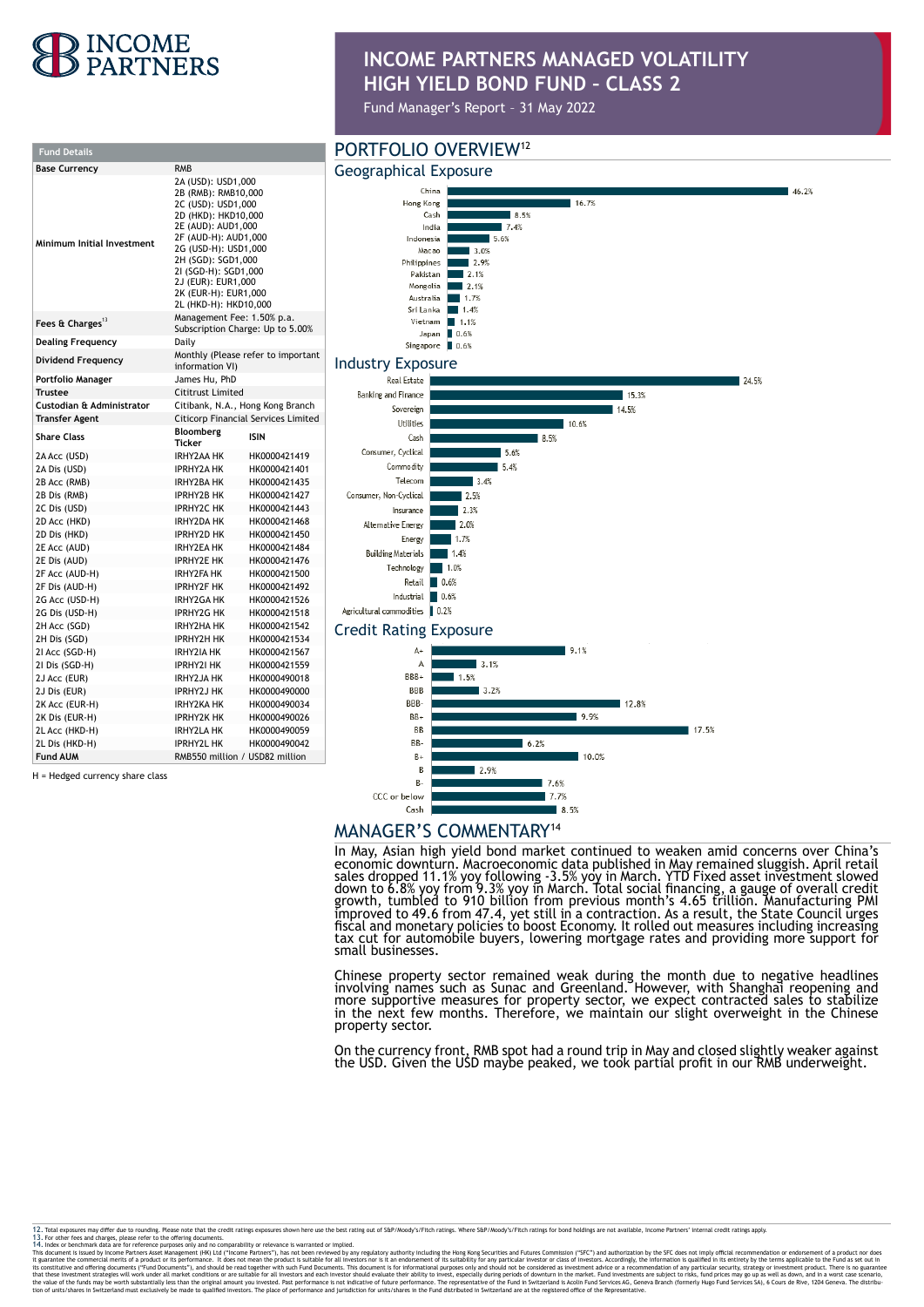# INCOME PARTNERS MANAGED VOLATILITY HIGH YIELD BOND FUND – CLASS 2

Fund Manager's Report – 31 May 2022

| Fund Details | | |
|---|---|---|
| **Base Currency** | RMB | |
| **Minimum Initial Investment** | 2A (USD): USD1,000<br>2B (RMB): RMB10,000<br>2C (USD): USD1,000<br>2D (HKD): HKD10,000<br>2E (AUD): AUD1,000<br>2F (AUD-H): AUD1,000<br>2G (USD-H): USD1,000<br>2H (SGD): SGD1,000<br>2I (SGD-H): SGD1,000<br>2J (EUR): EUR1,000<br>2K (EUR-H): EUR1,000<br>2L (HKD-H): HKD10,000 | |
| **Fees & Charges**[13] | Management Fee: 1.50% p.a.<br>Subscription Charge: Up to 5.00% | |
| **Dealing Frequency** | Daily | |
| **Dividend Frequency** | Monthly (Please refer to important information VI) | |
| **Portfolio Manager** | James Hu, PhD | |
| **Trustee** | Cititrust Limited | |
| **Custodian & Administrator** | Citibank, N.A., Hong Kong Branch | |
| **Transfer Agent** | Citicorp Financial Services Limited | |
| **Share Class** | **Bloomberg Ticker** | **ISIN** |
| 2A Acc (USD) | IRHY2AA HK | HK0000421419 |
| 2A Dis (USD) | IPRHY2A HK | HK0000421401 |
| 2B Acc (RMB) | IRHY2BA HK | HK0000421435 |
| 2B Dis (RMB) | IPRHY2B HK | HK0000421427 |
| 2C Dis (USD) | IPRHY2C HK | HK0000421443 |
| 2D Acc (HKD) | IRHY2DA HK | HK0000421468 |
| 2D Dis (HKD) | IPRHY2D HK | HK0000421450 |
| 2E Acc (AUD) | IRHY2EA HK | HK0000421484 |
| 2E Dis (AUD) | IPRHY2E HK | HK0000421476 |
| 2F Acc (AUD-H) | IRHY2FA HK | HK0000421500 |
| 2F Dis (AUD-H) | IPRHY2F HK | HK0000421492 |
| 2G Acc (USD-H) | IRHY2GA HK | HK0000421526 |
| 2G Dis (USD-H) | IPRHY2G HK | HK0000421518 |
| 2H Acc (SGD) | IRHY2HA HK | HK0000421542 |
| 2H Dis (SGD) | IPRHY2H HK | HK0000421534 |
| 2I Acc (SGD-H) | IRHY2IA HK | HK0000421567 |
| 2I Dis (SGD-H) | IPRHY2I HK | HK0000421559 |
| 2J Acc (EUR) | IRHY2JA HK | HK0000490018 |
| 2J Dis (EUR) | IPRHY2J HK | HK0000490000 |
| 2K Acc (EUR-H) | IRHY2KA HK | HK0000490034 |
| 2K Dis (EUR-H) | IPRHY2K HK | HK0000490026 |
| 2L Acc (HKD-H) | IRHY2LA HK | HK0000490059 |
| 2L Dis (HKD-H) | IPRHY2L HK | HK0000490042 |
| **Fund AUM** | RMB550 million / USD82 million | |

H = Hedged currency share class

## PORTFOLIO OVERVIEW[12]

### Geographical Exposure

China 46.2%
Hong Kong 16.7%
Cash 8.5%
India 7.4%
Indonesia 5.6%
Macao 3.0%
Philippines 2.9%
Pakistan 2.1%
Mongolia 2.1%
Australia 1.7%
Sri Lanka 1.4%
Vietnam 1.1%
Japan 0.6%
Singapore 0.6%

### Industry Exposure

Real Estate 24.5%
Banking and Finance 15.3%
Sovereign 14.5%
Utilities 10.6%
Cash 8.5%
Consumer, Cyclical 5.6%
Commodity 5.4%
Telecom 3.4%
Consumer, Non-Cyclical 2.5%
Insurance 2.3%
Alternative Energy 2.0%
Energy 1.7%
Building Materials 1.4%
Technology 1.0%
Retail 0.6%
Industrial 0.6%
Agricultural commodities 0.2%

### Credit Rating Exposure

A+ 9.1%
A 3.1%
BBB+ 1.5%
BBB 3.2%
BBB- 12.8%
BB+ 9.9%
BB 17.5%
BB- 6.2%
B+ 10.0%
B 2.9%
B- 7.6%
CCC or below 7.7%
Cash 8.5%

## MANAGER'S COMMENTARY[14]

In May, Asian high yield bond market continued to weaken amid concerns over China's economic downturn. Macroeconomic data published in May remained sluggish. April retail sales dropped 11.1% yoy following -3.5% yoy in March. YTD Fixed asset investment slowed down to 6.8% yoy from 9.3% yoy in March. Total social financing, a gauge of overall credit growth, tumbled to 910 billion from previous month's 4.65 trillion. Manufacturing PMI improved to 49.6 from 47.4, yet still in a contraction. As a result, the State Council urges fiscal and monetary policies to boost Economy. It rolled out measures including increasing tax cut for automobile buyers, lowering mortgage rates and providing more support for small businesses.

Chinese property sector remained weak during the month due to negative headlines involving names such as Sunac and Greenland. However, with Shanghai reopening and more supportive measures for property sector, we expect contracted sales to stabilize in the next few months. Therefore, we maintain our slight overweight in the Chinese property sector.

On the currency front, RMB spot had a round trip in May and closed slightly weaker against the USD. Given the USD maybe peaked, we took partial profit in our RMB underweight.

12. Total exposures may differ due to rounding. Please note that the credit ratings exposures shown here use the best rating out of S&P/Moody's/Fitch ratings. Where S&P/Moody's/Fitch ratings for bond holdings are not available, Income Partners' internal credit ratings apply.
13. For other fees and charges, please refer to the offering documents.
14. Index or benchmark data are for reference purposes only and no comparability or relevance is warranted or implied.

This document is issued by Income Partners Asset Management (HK) Ltd ("Income Partners"), has not been reviewed by any regulatory authority including the Hong Kong Securities and Futures Commission ("SFC") and authorization by the SFC does not imply official recommendation or endorsement of a product nor does it guarantee the commercial merits of a product or its performance. It does not mean the product is suitable for all investors nor is it an endorsement of its suitability for any particular investor or class of investors. Accordingly, the information is qualified in its entirety by the terms applicable to the Fund as set out in its constitutive and offering documents ("Fund Documents"), and should be read together with such Fund Documents. This document is for informational purposes only and should not be considered as investment advice or a recommendation of any particular security, strategy or investment product. There is no guarantee that these investment strategies will work under all market conditions or are suitable for all investors and each investor should evaluate their ability to invest, especially during periods of downturn in the market. Fund investments are subject to risks, fund prices may go up as well as down, and in a worst case scenario, the value of the funds may be worth substantially less than the original amount you invested. Past performance is not indicative of future performance. The representative of the Fund in Switzerland is Acolin Fund Services AG, Geneva Branch (formerly Hugo Fund Services SA), 6 Cours de Rive, 1204 Geneva. The distribution of units/shares in Switzerland must exclusively be made to qualified investors. The place of performance and jurisdiction for units/shares in the Fund distributed in Switzerland are at the registered office of the Representative.